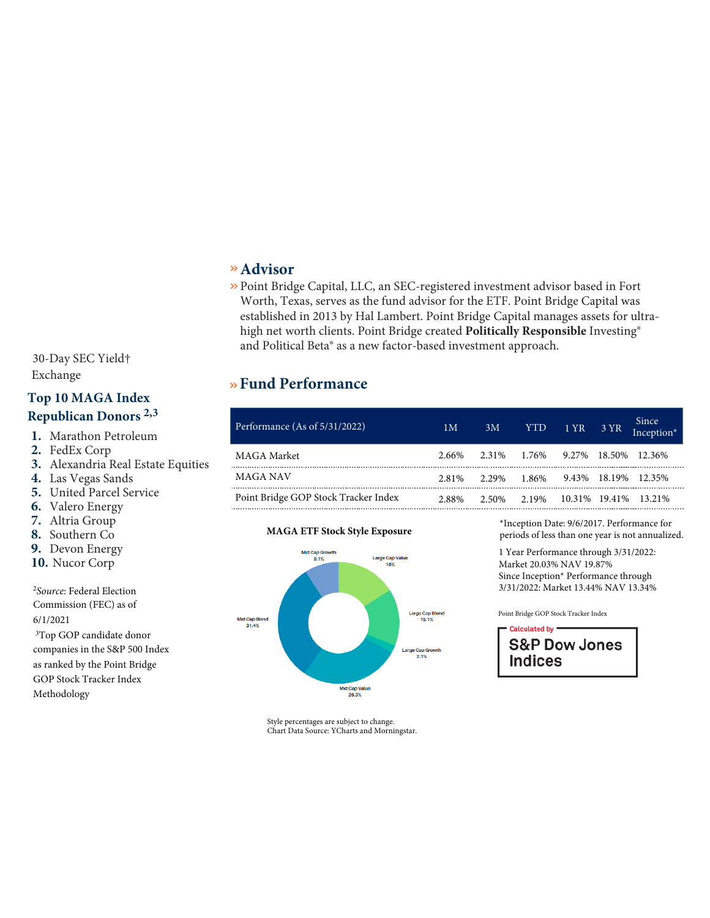30-Day SEC Yield†
Exchange

## Top 10 MAGA Index Republican Donors [2,3]

1. Marathon Petroleum
2. FedEx Corp
3. Alexandria Real Estate Equities
4. Las Vegas Sands
5. United Parcel Service
6. Valero Energy
7. Altria Group
8. Southern Co
9. Devon Energy
10. Nucor Corp

[2]*Source*: Federal Election Commission (FEC) as of 6/1/2021

[3]Top GOP candidate donor companies in the S&P 500 Index as ranked by the Point Bridge GOP Stock Tracker Index Methodology

## » Advisor

» Point Bridge Capital, LLC, an SEC-registered investment advisor based in Fort Worth, Texas, serves as the fund advisor for the ETF. Point Bridge Capital was established in 2013 by Hal Lambert. Point Bridge Capital manages assets for ultra-high net worth clients. Point Bridge created **Politically Responsible** Investing® and Political Beta® as a new factor-based investment approach.

## » Fund Performance

| Performance (As of 5/31/2022) | 1M | 3M | YTD | 1 YR | 3 YR | Since Inception* |
|---|---|---|---|---|---|---|
| MAGA Market | 2.66% | 2.31% | 1.76% | 9.27% | 18.50% | 12.36% |
| MAGA NAV | 2.81% | 2.29% | 1.86% | 9.43% | 18.19% | 12.35% |
| Point Bridge GOP Stock Tracker Index | 2.88% | 2.50% | 2.19% | 10.31% | 19.41% | 13.21% |

**MAGA ETF Stock Style Exposure**

Mid Cap Growth 9.1%
Large Cap Value 16%
Large Cap Blend 15.1%
Large Cap Growth 2.1%
Mid Cap Value 26.3%
Mid Cap Blend 31.4%

Style percentages are subject to change.
Chart Data Source: YCharts and Morningstar.

*Inception Date: 9/6/2017. Performance for periods of less than one year is not annualized.

1 Year Performance through 3/31/2022: Market 20.03% NAV 19.87%
Since Inception* Performance through 3/31/2022: Market 13.44% NAV 13.34%

Point Bridge GOP Stock Tracker Index

Calculated by S&P Dow Jones Indices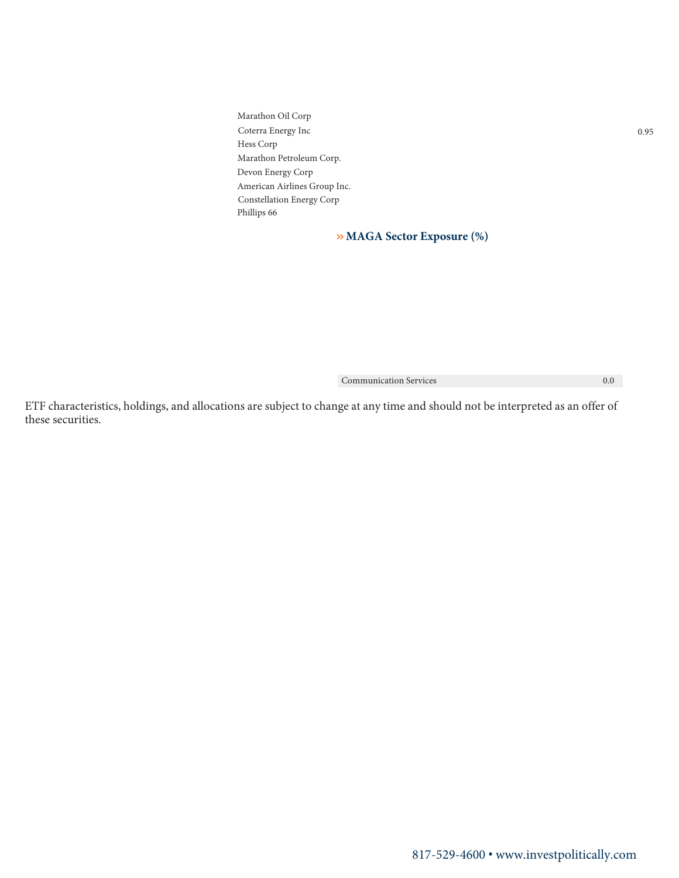| | |
|---|---|
| Marathon Oil Corp | |
| Coterra Energy Inc | 0.95 |
| Hess Corp | |
| Marathon Petroleum Corp. | |
| Devon Energy Corp | |
| American Airlines Group Inc. | |
| Constellation Energy Corp | |
| Phillips 66 | |

### » MAGA Sector Exposure (%)

| | |
|---|---|
| Communication Services | 0.0 |

ETF characteristics, holdings, and allocations are subject to change at any time and should not be interpreted as an offer of these securities.

817-529-4600 • www.investpolitically.com